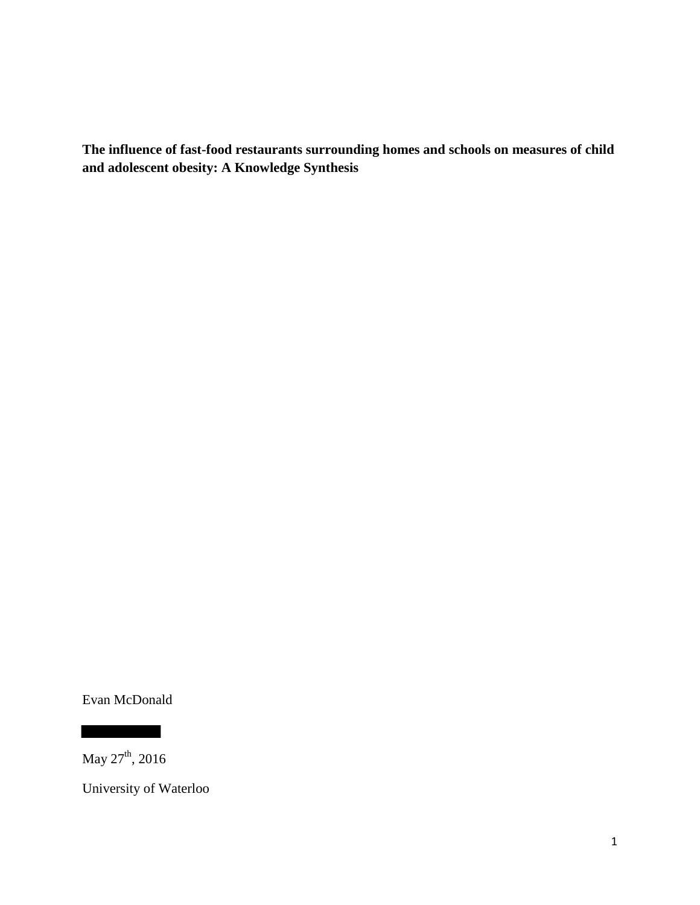**The influence of fast-food restaurants surrounding homes and schools on measures of child and adolescent obesity: A Knowledge Synthesis**

Evan McDonald

May 27th, 2016

University of Waterloo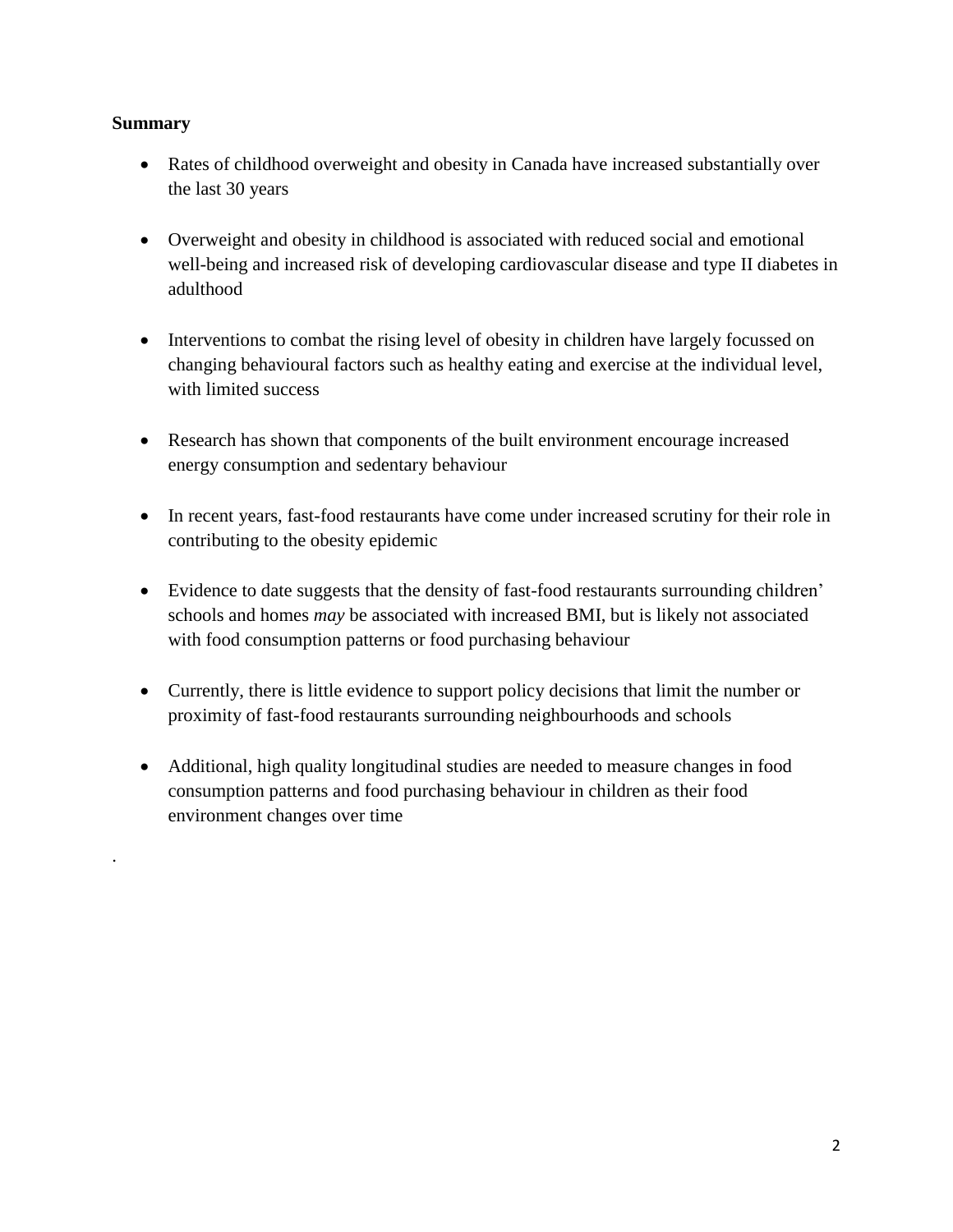**Summary**

- Rates of childhood overweight and obesity in Canada have increased substantially over the last 30 years
- Overweight and obesity in childhood is associated with reduced social and emotional well-being and increased risk of developing cardiovascular disease and type II diabetes in adulthood
- Interventions to combat the rising level of obesity in children have largely focussed on changing behavioural factors such as healthy eating and exercise at the individual level, with limited success
- Research has shown that components of the built environment encourage increased energy consumption and sedentary behaviour
- In recent years, fast-food restaurants have come under increased scrutiny for their role in contributing to the obesity epidemic
- Evidence to date suggests that the density of fast-food restaurants surrounding children' schools and homes *may* be associated with increased BMI, but is likely not associated with food consumption patterns or food purchasing behaviour
- Currently, there is little evidence to support policy decisions that limit the number or proximity of fast-food restaurants surrounding neighbourhoods and schools
- Additional, high quality longitudinal studies are needed to measure changes in food consumption patterns and food purchasing behaviour in children as their food environment changes over time

.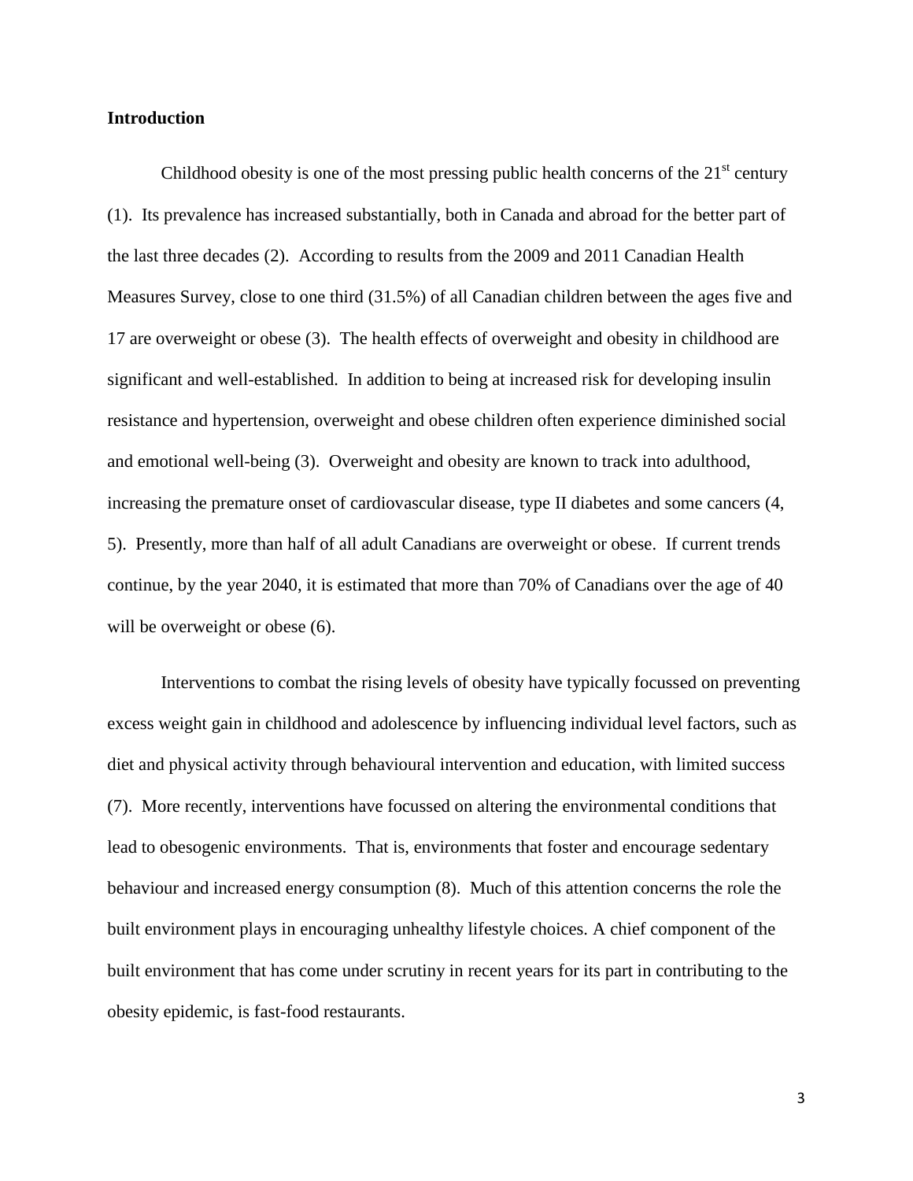## Introduction

Childhood obesity is one of the most pressing public health concerns of the 21$^{st}$ century (1). Its prevalence has increased substantially, both in Canada and abroad for the better part of the last three decades (2). According to results from the 2009 and 2011 Canadian Health Measures Survey, close to one third (31.5%) of all Canadian children between the ages five and 17 are overweight or obese (3). The health effects of overweight and obesity in childhood are significant and well-established. In addition to being at increased risk for developing insulin resistance and hypertension, overweight and obese children often experience diminished social and emotional well-being (3). Overweight and obesity are known to track into adulthood, increasing the premature onset of cardiovascular disease, type II diabetes and some cancers (4, 5). Presently, more than half of all adult Canadians are overweight or obese. If current trends continue, by the year 2040, it is estimated that more than 70% of Canadians over the age of 40 will be overweight or obese (6).

Interventions to combat the rising levels of obesity have typically focussed on preventing excess weight gain in childhood and adolescence by influencing individual level factors, such as diet and physical activity through behavioural intervention and education, with limited success (7). More recently, interventions have focussed on altering the environmental conditions that lead to obesogenic environments. That is, environments that foster and encourage sedentary behaviour and increased energy consumption (8). Much of this attention concerns the role the built environment plays in encouraging unhealthy lifestyle choices. A chief component of the built environment that has come under scrutiny in recent years for its part in contributing to the obesity epidemic, is fast-food restaurants.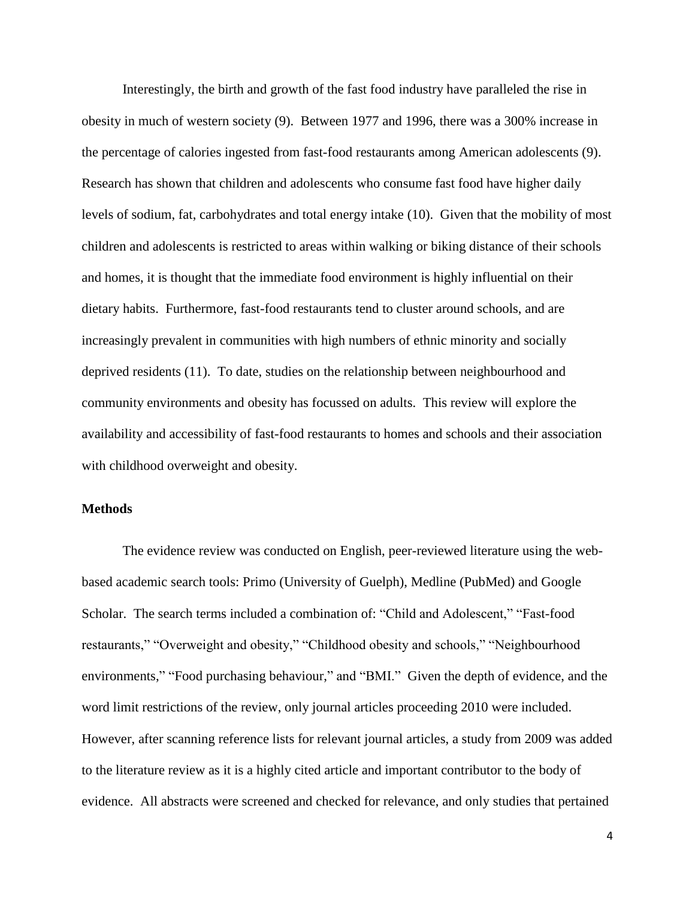Interestingly, the birth and growth of the fast food industry have paralleled the rise in obesity in much of western society (9). Between 1977 and 1996, there was a 300% increase in the percentage of calories ingested from fast-food restaurants among American adolescents (9). Research has shown that children and adolescents who consume fast food have higher daily levels of sodium, fat, carbohydrates and total energy intake (10). Given that the mobility of most children and adolescents is restricted to areas within walking or biking distance of their schools and homes, it is thought that the immediate food environment is highly influential on their dietary habits. Furthermore, fast-food restaurants tend to cluster around schools, and are increasingly prevalent in communities with high numbers of ethnic minority and socially deprived residents (11). To date, studies on the relationship between neighbourhood and community environments and obesity has focussed on adults. This review will explore the availability and accessibility of fast-food restaurants to homes and schools and their association with childhood overweight and obesity.

**Methods**

The evidence review was conducted on English, peer-reviewed literature using the web-based academic search tools: Primo (University of Guelph), Medline (PubMed) and Google Scholar. The search terms included a combination of: "Child and Adolescent," "Fast-food restaurants," "Overweight and obesity," "Childhood obesity and schools," "Neighbourhood environments," "Food purchasing behaviour," and "BMI." Given the depth of evidence, and the word limit restrictions of the review, only journal articles proceeding 2010 were included. However, after scanning reference lists for relevant journal articles, a study from 2009 was added to the literature review as it is a highly cited article and important contributor to the body of evidence. All abstracts were screened and checked for relevance, and only studies that pertained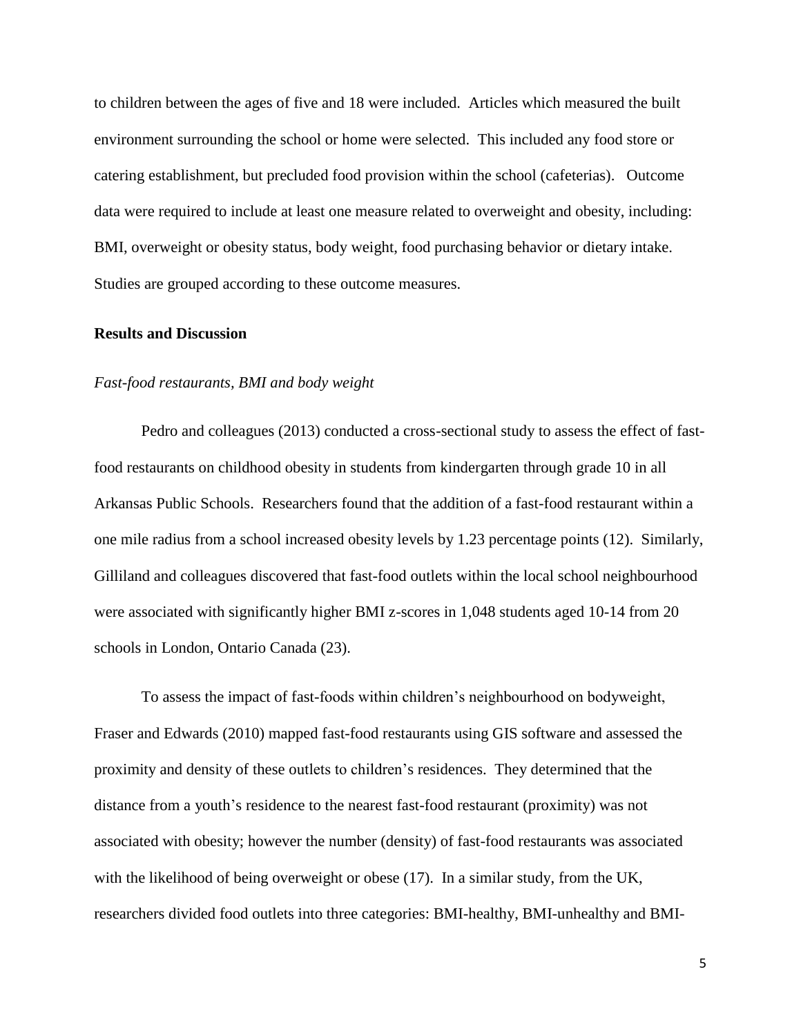to children between the ages of five and 18 were included. Articles which measured the built environment surrounding the school or home were selected. This included any food store or catering establishment, but precluded food provision within the school (cafeterias). Outcome data were required to include at least one measure related to overweight and obesity, including: BMI, overweight or obesity status, body weight, food purchasing behavior or dietary intake. Studies are grouped according to these outcome measures.

## Results and Discussion

### *Fast-food restaurants, BMI and body weight*

Pedro and colleagues (2013) conducted a cross-sectional study to assess the effect of fast-food restaurants on childhood obesity in students from kindergarten through grade 10 in all Arkansas Public Schools. Researchers found that the addition of a fast-food restaurant within a one mile radius from a school increased obesity levels by 1.23 percentage points (12). Similarly, Gilliland and colleagues discovered that fast-food outlets within the local school neighbourhood were associated with significantly higher BMI z-scores in 1,048 students aged 10-14 from 20 schools in London, Ontario Canada (23).

To assess the impact of fast-foods within children's neighbourhood on bodyweight, Fraser and Edwards (2010) mapped fast-food restaurants using GIS software and assessed the proximity and density of these outlets to children's residences. They determined that the distance from a youth's residence to the nearest fast-food restaurant (proximity) was not associated with obesity; however the number (density) of fast-food restaurants was associated with the likelihood of being overweight or obese (17). In a similar study, from the UK, researchers divided food outlets into three categories: BMI-healthy, BMI-unhealthy and BMI-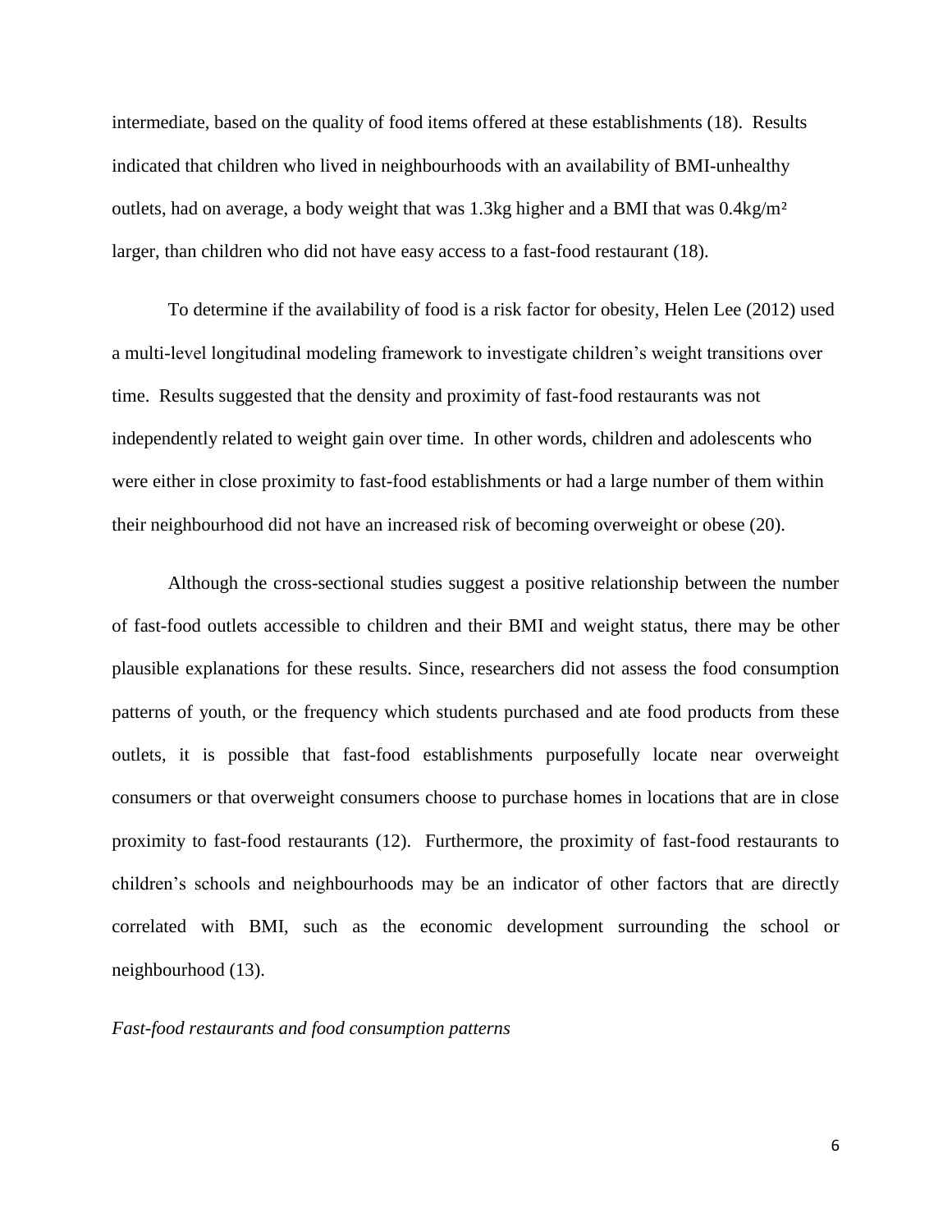intermediate, based on the quality of food items offered at these establishments (18). Results indicated that children who lived in neighbourhoods with an availability of BMI-unhealthy outlets, had on average, a body weight that was 1.3kg higher and a BMI that was 0.4kg/m² larger, than children who did not have easy access to a fast-food restaurant (18).

To determine if the availability of food is a risk factor for obesity, Helen Lee (2012) used a multi-level longitudinal modeling framework to investigate children's weight transitions over time. Results suggested that the density and proximity of fast-food restaurants was not independently related to weight gain over time. In other words, children and adolescents who were either in close proximity to fast-food establishments or had a large number of them within their neighbourhood did not have an increased risk of becoming overweight or obese (20).

Although the cross-sectional studies suggest a positive relationship between the number of fast-food outlets accessible to children and their BMI and weight status, there may be other plausible explanations for these results. Since, researchers did not assess the food consumption patterns of youth, or the frequency which students purchased and ate food products from these outlets, it is possible that fast-food establishments purposefully locate near overweight consumers or that overweight consumers choose to purchase homes in locations that are in close proximity to fast-food restaurants (12). Furthermore, the proximity of fast-food restaurants to children's schools and neighbourhoods may be an indicator of other factors that are directly correlated with BMI, such as the economic development surrounding the school or neighbourhood (13).

*Fast-food restaurants and food consumption patterns*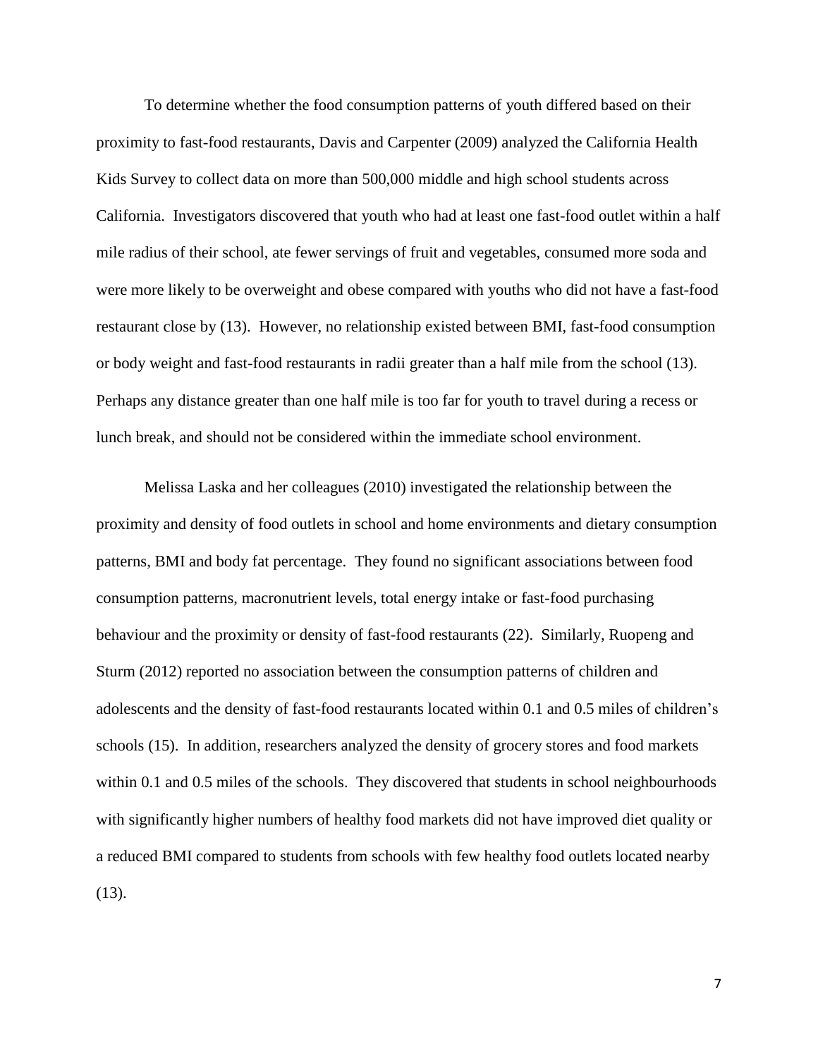To determine whether the food consumption patterns of youth differed based on their proximity to fast-food restaurants, Davis and Carpenter (2009) analyzed the California Health Kids Survey to collect data on more than 500,000 middle and high school students across California. Investigators discovered that youth who had at least one fast-food outlet within a half mile radius of their school, ate fewer servings of fruit and vegetables, consumed more soda and were more likely to be overweight and obese compared with youths who did not have a fast-food restaurant close by (13). However, no relationship existed between BMI, fast-food consumption or body weight and fast-food restaurants in radii greater than a half mile from the school (13). Perhaps any distance greater than one half mile is too far for youth to travel during a recess or lunch break, and should not be considered within the immediate school environment.

Melissa Laska and her colleagues (2010) investigated the relationship between the proximity and density of food outlets in school and home environments and dietary consumption patterns, BMI and body fat percentage. They found no significant associations between food consumption patterns, macronutrient levels, total energy intake or fast-food purchasing behaviour and the proximity or density of fast-food restaurants (22). Similarly, Ruopeng and Sturm (2012) reported no association between the consumption patterns of children and adolescents and the density of fast-food restaurants located within 0.1 and 0.5 miles of children's schools (15). In addition, researchers analyzed the density of grocery stores and food markets within 0.1 and 0.5 miles of the schools. They discovered that students in school neighbourhoods with significantly higher numbers of healthy food markets did not have improved diet quality or a reduced BMI compared to students from schools with few healthy food outlets located nearby (13).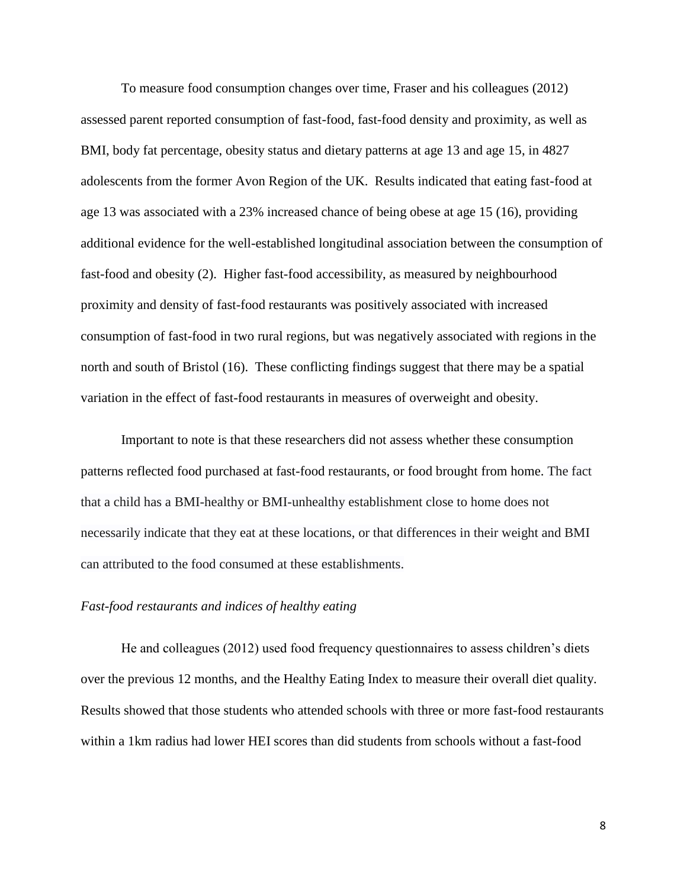To measure food consumption changes over time, Fraser and his colleagues (2012) assessed parent reported consumption of fast-food, fast-food density and proximity, as well as BMI, body fat percentage, obesity status and dietary patterns at age 13 and age 15, in 4827 adolescents from the former Avon Region of the UK. Results indicated that eating fast-food at age 13 was associated with a 23% increased chance of being obese at age 15 (16), providing additional evidence for the well-established longitudinal association between the consumption of fast-food and obesity (2). Higher fast-food accessibility, as measured by neighbourhood proximity and density of fast-food restaurants was positively associated with increased consumption of fast-food in two rural regions, but was negatively associated with regions in the north and south of Bristol (16). These conflicting findings suggest that there may be a spatial variation in the effect of fast-food restaurants in measures of overweight and obesity.

Important to note is that these researchers did not assess whether these consumption patterns reflected food purchased at fast-food restaurants, or food brought from home. The fact that a child has a BMI-healthy or BMI-unhealthy establishment close to home does not necessarily indicate that they eat at these locations, or that differences in their weight and BMI can attributed to the food consumed at these establishments.

*Fast-food restaurants and indices of healthy eating*

He and colleagues (2012) used food frequency questionnaires to assess children's diets over the previous 12 months, and the Healthy Eating Index to measure their overall diet quality. Results showed that those students who attended schools with three or more fast-food restaurants within a 1km radius had lower HEI scores than did students from schools without a fast-food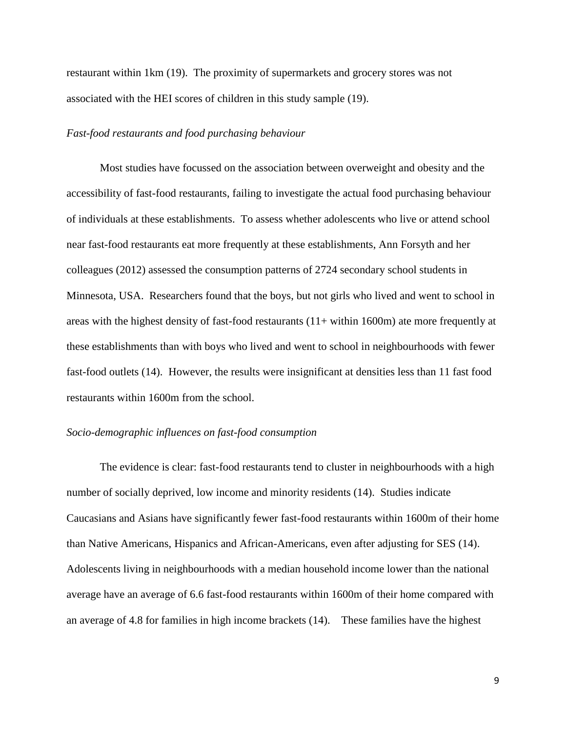restaurant within 1km (19). The proximity of supermarkets and grocery stores was not associated with the HEI scores of children in this study sample (19).

*Fast-food restaurants and food purchasing behaviour*

Most studies have focussed on the association between overweight and obesity and the accessibility of fast-food restaurants, failing to investigate the actual food purchasing behaviour of individuals at these establishments. To assess whether adolescents who live or attend school near fast-food restaurants eat more frequently at these establishments, Ann Forsyth and her colleagues (2012) assessed the consumption patterns of 2724 secondary school students in Minnesota, USA. Researchers found that the boys, but not girls who lived and went to school in areas with the highest density of fast-food restaurants (11+ within 1600m) ate more frequently at these establishments than with boys who lived and went to school in neighbourhoods with fewer fast-food outlets (14). However, the results were insignificant at densities less than 11 fast food restaurants within 1600m from the school.

*Socio-demographic influences on fast-food consumption*

The evidence is clear: fast-food restaurants tend to cluster in neighbourhoods with a high number of socially deprived, low income and minority residents (14). Studies indicate Caucasians and Asians have significantly fewer fast-food restaurants within 1600m of their home than Native Americans, Hispanics and African-Americans, even after adjusting for SES (14). Adolescents living in neighbourhoods with a median household income lower than the national average have an average of 6.6 fast-food restaurants within 1600m of their home compared with an average of 4.8 for families in high income brackets (14). These families have the highest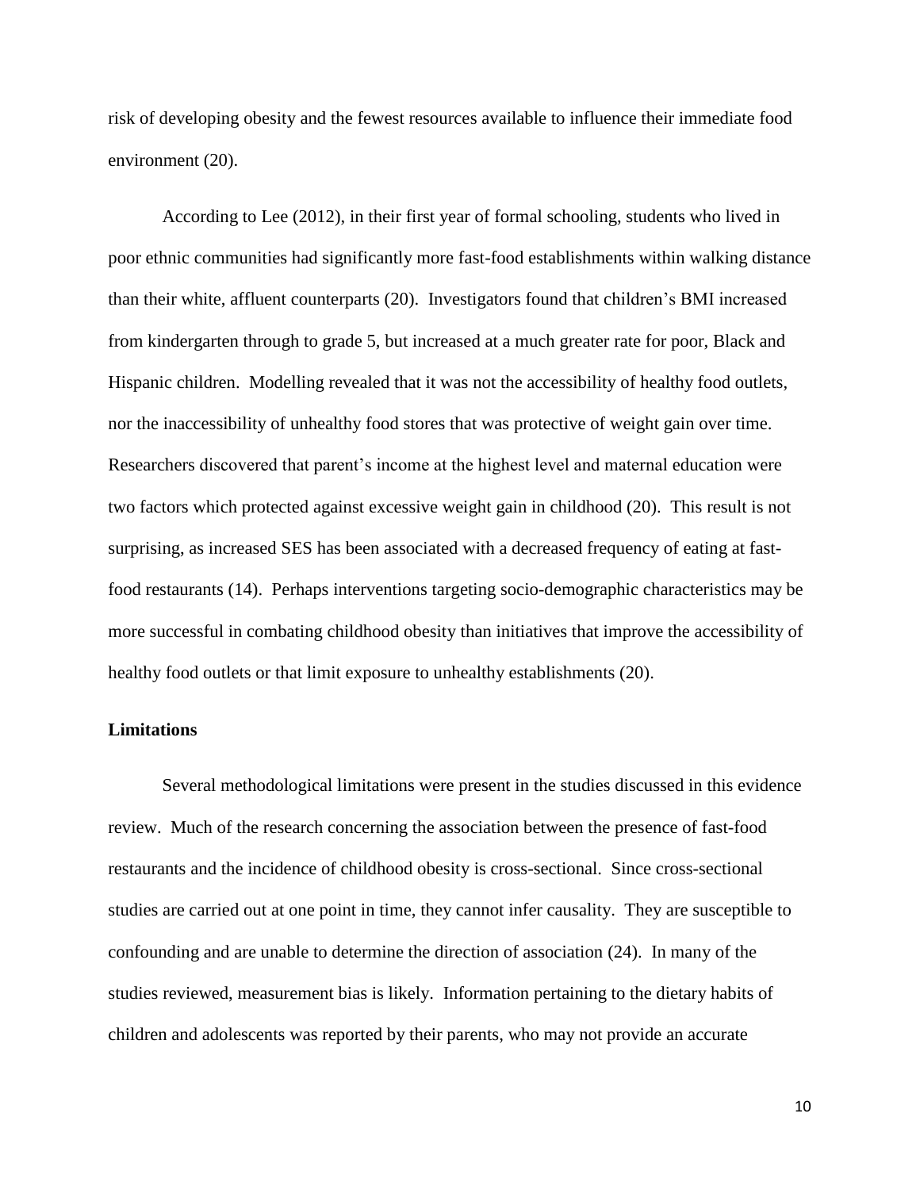risk of developing obesity and the fewest resources available to influence their immediate food environment (20).

According to Lee (2012), in their first year of formal schooling, students who lived in poor ethnic communities had significantly more fast-food establishments within walking distance than their white, affluent counterparts (20). Investigators found that children's BMI increased from kindergarten through to grade 5, but increased at a much greater rate for poor, Black and Hispanic children. Modelling revealed that it was not the accessibility of healthy food outlets, nor the inaccessibility of unhealthy food stores that was protective of weight gain over time. Researchers discovered that parent's income at the highest level and maternal education were two factors which protected against excessive weight gain in childhood (20). This result is not surprising, as increased SES has been associated with a decreased frequency of eating at fast-food restaurants (14). Perhaps interventions targeting socio-demographic characteristics may be more successful in combating childhood obesity than initiatives that improve the accessibility of healthy food outlets or that limit exposure to unhealthy establishments (20).

**Limitations**

Several methodological limitations were present in the studies discussed in this evidence review. Much of the research concerning the association between the presence of fast-food restaurants and the incidence of childhood obesity is cross-sectional. Since cross-sectional studies are carried out at one point in time, they cannot infer causality. They are susceptible to confounding and are unable to determine the direction of association (24). In many of the studies reviewed, measurement bias is likely. Information pertaining to the dietary habits of children and adolescents was reported by their parents, who may not provide an accurate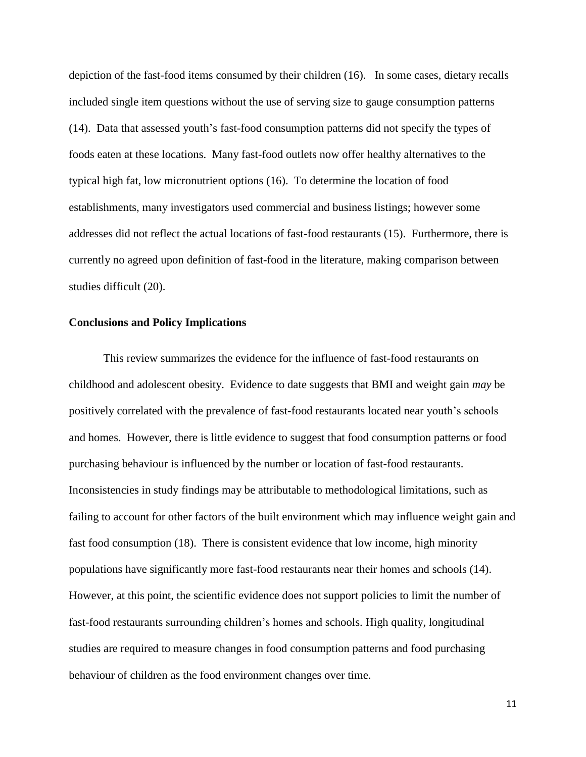depiction of the fast-food items consumed by their children (16). In some cases, dietary recalls included single item questions without the use of serving size to gauge consumption patterns (14). Data that assessed youth's fast-food consumption patterns did not specify the types of foods eaten at these locations. Many fast-food outlets now offer healthy alternatives to the typical high fat, low micronutrient options (16). To determine the location of food establishments, many investigators used commercial and business listings; however some addresses did not reflect the actual locations of fast-food restaurants (15). Furthermore, there is currently no agreed upon definition of fast-food in the literature, making comparison between studies difficult (20).

**Conclusions and Policy Implications**

This review summarizes the evidence for the influence of fast-food restaurants on childhood and adolescent obesity. Evidence to date suggests that BMI and weight gain *may* be positively correlated with the prevalence of fast-food restaurants located near youth's schools and homes. However, there is little evidence to suggest that food consumption patterns or food purchasing behaviour is influenced by the number or location of fast-food restaurants. Inconsistencies in study findings may be attributable to methodological limitations, such as failing to account for other factors of the built environment which may influence weight gain and fast food consumption (18). There is consistent evidence that low income, high minority populations have significantly more fast-food restaurants near their homes and schools (14). However, at this point, the scientific evidence does not support policies to limit the number of fast-food restaurants surrounding children's homes and schools. High quality, longitudinal studies are required to measure changes in food consumption patterns and food purchasing behaviour of children as the food environment changes over time.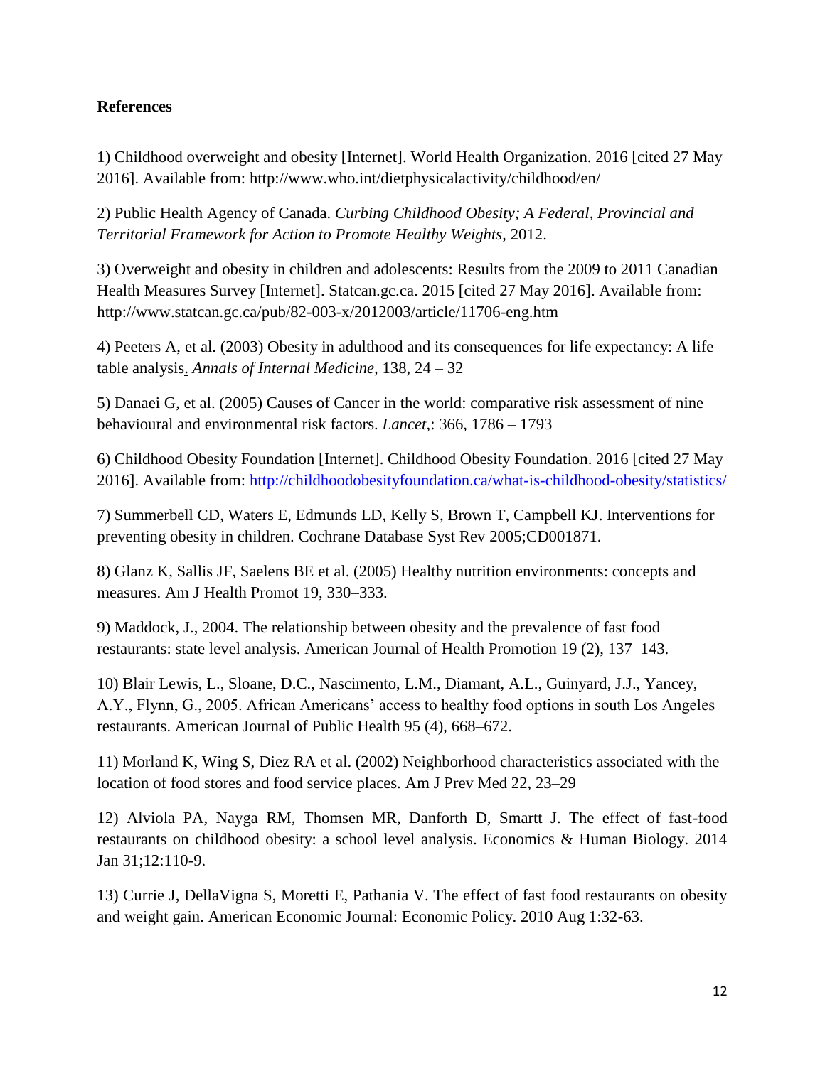**References**

1) Childhood overweight and obesity [Internet]. World Health Organization. 2016 [cited 27 May 2016]. Available from: http://www.who.int/dietphysicalactivity/childhood/en/

2) Public Health Agency of Canada. *Curbing Childhood Obesity; A Federal, Provincial and Territorial Framework for Action to Promote Healthy Weights,* 2012.

3) Overweight and obesity in children and adolescents: Results from the 2009 to 2011 Canadian Health Measures Survey [Internet]. Statcan.gc.ca. 2015 [cited 27 May 2016]. Available from: http://www.statcan.gc.ca/pub/82-003-x/2012003/article/11706-eng.htm

4) Peeters A, et al. (2003) Obesity in adulthood and its consequences for life expectancy: A life table analysis. *Annals of Internal Medicine,* 138, 24 – 32

5) Danaei G, et al. (2005) Causes of Cancer in the world: comparative risk assessment of nine behavioural and environmental risk factors. *Lancet,*: 366, 1786 – 1793

6) Childhood Obesity Foundation [Internet]. Childhood Obesity Foundation. 2016 [cited 27 May 2016]. Available from: http://childhoodobesityfoundation.ca/what-is-childhood-obesity/statistics/

7) Summerbell CD, Waters E, Edmunds LD, Kelly S, Brown T, Campbell KJ. Interventions for preventing obesity in children. Cochrane Database Syst Rev 2005;CD001871.

8) Glanz K, Sallis JF, Saelens BE et al. (2005) Healthy nutrition environments: concepts and measures. Am J Health Promot 19, 330–333.

9) Maddock, J., 2004. The relationship between obesity and the prevalence of fast food restaurants: state level analysis. American Journal of Health Promotion 19 (2), 137–143.

10) Blair Lewis, L., Sloane, D.C., Nascimento, L.M., Diamant, A.L., Guinyard, J.J., Yancey, A.Y., Flynn, G., 2005. African Americans' access to healthy food options in south Los Angeles restaurants. American Journal of Public Health 95 (4), 668–672.

11) Morland K, Wing S, Diez RA et al. (2002) Neighborhood characteristics associated with the location of food stores and food service places. Am J Prev Med 22, 23–29

12) Alviola PA, Nayga RM, Thomsen MR, Danforth D, Smartt J. The effect of fast-food restaurants on childhood obesity: a school level analysis. Economics & Human Biology. 2014 Jan 31;12:110-9.

13) Currie J, DellaVigna S, Moretti E, Pathania V. The effect of fast food restaurants on obesity and weight gain. American Economic Journal: Economic Policy. 2010 Aug 1:32-63.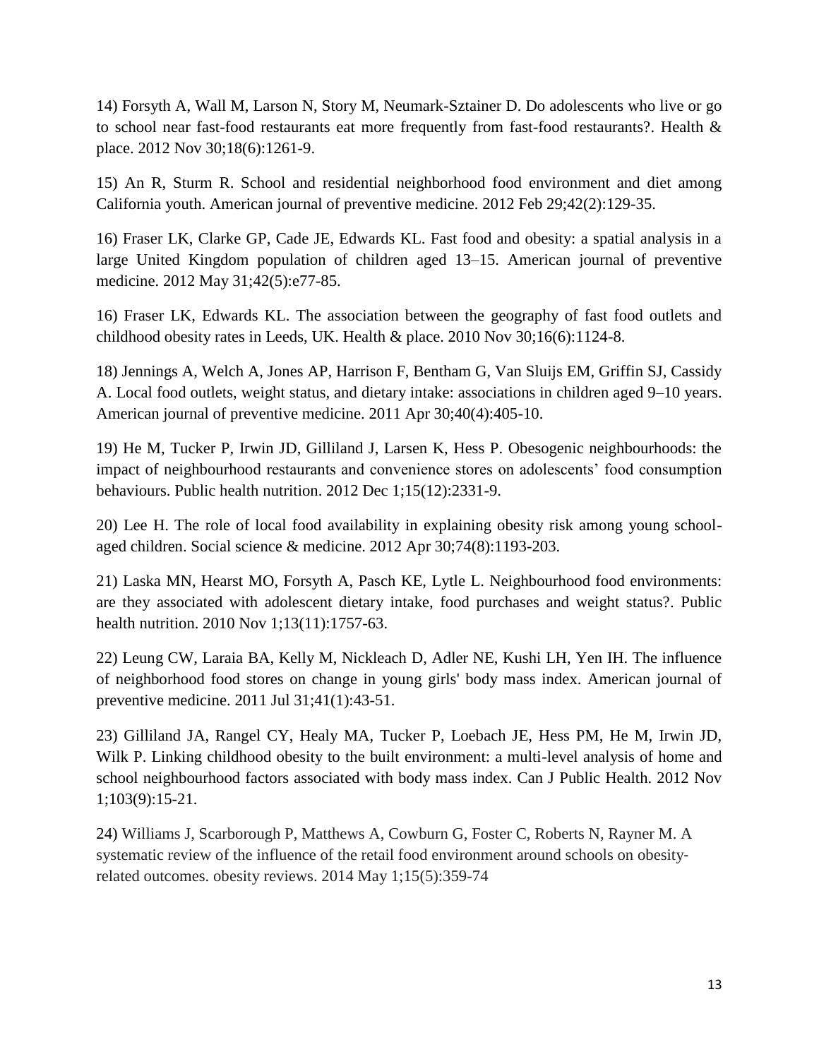14) Forsyth A, Wall M, Larson N, Story M, Neumark-Sztainer D. Do adolescents who live or go to school near fast-food restaurants eat more frequently from fast-food restaurants?. Health & place. 2012 Nov 30;18(6):1261-9.

15) An R, Sturm R. School and residential neighborhood food environment and diet among California youth. American journal of preventive medicine. 2012 Feb 29;42(2):129-35.

16) Fraser LK, Clarke GP, Cade JE, Edwards KL. Fast food and obesity: a spatial analysis in a large United Kingdom population of children aged 13–15. American journal of preventive medicine. 2012 May 31;42(5):e77-85.

16) Fraser LK, Edwards KL. The association between the geography of fast food outlets and childhood obesity rates in Leeds, UK. Health & place. 2010 Nov 30;16(6):1124-8.

18) Jennings A, Welch A, Jones AP, Harrison F, Bentham G, Van Sluijs EM, Griffin SJ, Cassidy A. Local food outlets, weight status, and dietary intake: associations in children aged 9–10 years. American journal of preventive medicine. 2011 Apr 30;40(4):405-10.

19) He M, Tucker P, Irwin JD, Gilliland J, Larsen K, Hess P. Obesogenic neighbourhoods: the impact of neighbourhood restaurants and convenience stores on adolescents' food consumption behaviours. Public health nutrition. 2012 Dec 1;15(12):2331-9.

20) Lee H. The role of local food availability in explaining obesity risk among young school-aged children. Social science & medicine. 2012 Apr 30;74(8):1193-203.

21) Laska MN, Hearst MO, Forsyth A, Pasch KE, Lytle L. Neighbourhood food environments: are they associated with adolescent dietary intake, food purchases and weight status?. Public health nutrition. 2010 Nov 1;13(11):1757-63.

22) Leung CW, Laraia BA, Kelly M, Nickleach D, Adler NE, Kushi LH, Yen IH. The influence of neighborhood food stores on change in young girls' body mass index. American journal of preventive medicine. 2011 Jul 31;41(1):43-51.

23) Gilliland JA, Rangel CY, Healy MA, Tucker P, Loebach JE, Hess PM, He M, Irwin JD, Wilk P. Linking childhood obesity to the built environment: a multi-level analysis of home and school neighbourhood factors associated with body mass index. Can J Public Health. 2012 Nov 1;103(9):15-21.

24) Williams J, Scarborough P, Matthews A, Cowburn G, Foster C, Roberts N, Rayner M. A systematic review of the influence of the retail food environment around schools on obesity-related outcomes. obesity reviews. 2014 May 1;15(5):359-74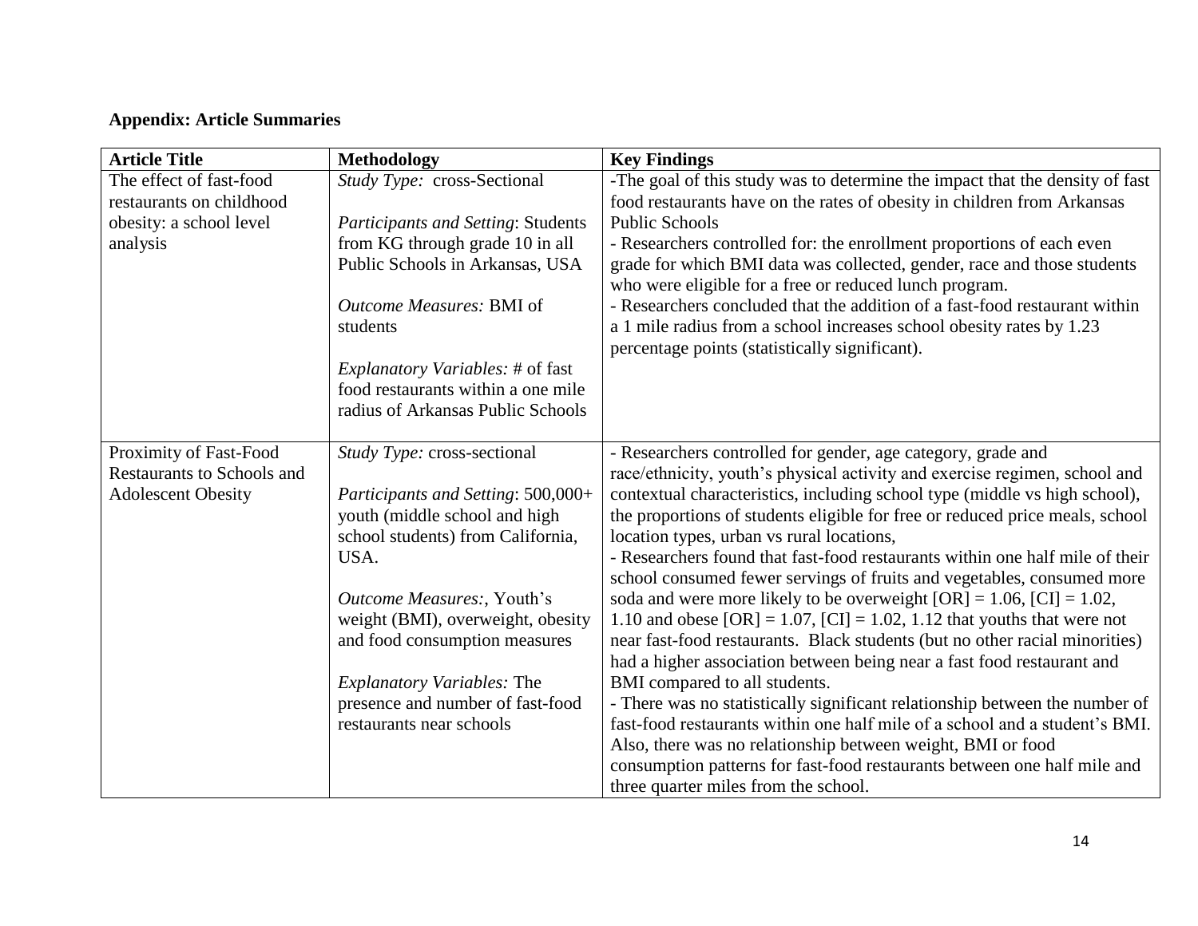**Appendix: Article Summaries**

| Article Title | Methodology | Key Findings |
| --- | --- | --- |
| The effect of fast-food restaurants on childhood obesity: a school level analysis | *Study Type:* cross-Sectional<br><br>*Participants and Setting*: Students from KG through grade 10 in all Public Schools in Arkansas, USA<br><br>*Outcome Measures:* BMI of students<br><br>*Explanatory Variables:* # of fast food restaurants within a one mile radius of Arkansas Public Schools | -The goal of this study was to determine the impact that the density of fast food restaurants have on the rates of obesity in children from Arkansas Public Schools<br>- Researchers controlled for: the enrollment proportions of each even grade for which BMI data was collected, gender, race and those students who were eligible for a free or reduced lunch program.<br>- Researchers concluded that the addition of a fast-food restaurant within a 1 mile radius from a school increases school obesity rates by 1.23 percentage points (statistically significant). |
| Proximity of Fast-Food Restaurants to Schools and Adolescent Obesity | *Study Type:* cross-sectional<br><br>*Participants and Setting*: 500,000+ youth (middle school and high school students) from California, USA.<br><br>*Outcome Measures:*, Youth's weight (BMI), overweight, obesity and food consumption measures<br><br>*Explanatory Variables:* The presence and number of fast-food restaurants near schools | - Researchers controlled for gender, age category, grade and race/ethnicity, youth's physical activity and exercise regimen, school and contextual characteristics, including school type (middle vs high school), the proportions of students eligible for free or reduced price meals, school location types, urban vs rural locations,<br>- Researchers found that fast-food restaurants within one half mile of their school consumed fewer servings of fruits and vegetables, consumed more soda and were more likely to be overweight [OR] = 1.06, [CI] = 1.02, 1.10 and obese [OR] = 1.07, [CI] = 1.02, 1.12 that youths that were not near fast-food restaurants. Black students (but no other racial minorities) had a higher association between being near a fast food restaurant and BMI compared to all students.<br>- There was no statistically significant relationship between the number of fast-food restaurants within one half mile of a school and a student's BMI. Also, there was no relationship between weight, BMI or food consumption patterns for fast-food restaurants between one half mile and three quarter miles from the school. |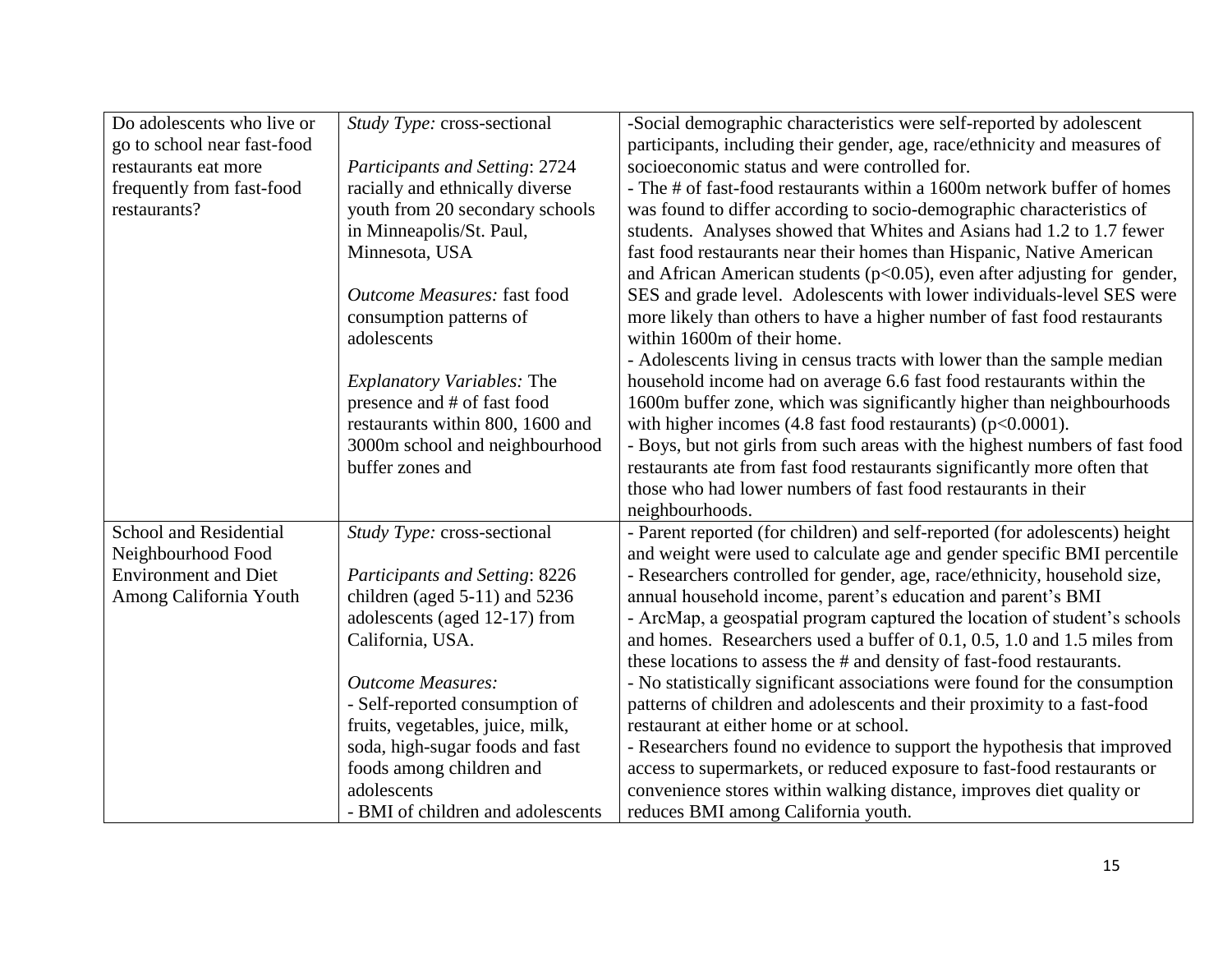| | | |
|---|---|---|
| Do adolescents who live or go to school near fast-food restaurants eat more frequently from fast-food restaurants? | *Study Type:* cross-sectional<br><br>*Participants and Setting*: 2724 racially and ethnically diverse youth from 20 secondary schools in Minneapolis/St. Paul, Minnesota, USA<br><br>*Outcome Measures:* fast food consumption patterns of adolescents<br><br>*Explanatory Variables:* The presence and # of fast food restaurants within 800, 1600 and 3000m school and neighbourhood buffer zones and | -Social demographic characteristics were self-reported by adolescent participants, including their gender, age, race/ethnicity and measures of socioeconomic status and were controlled for.<br>- The # of fast-food restaurants within a 1600m network buffer of homes was found to differ according to socio-demographic characteristics of students. Analyses showed that Whites and Asians had 1.2 to 1.7 fewer fast food restaurants near their homes than Hispanic, Native American and African American students ($p<0.05$), even after adjusting for gender, SES and grade level. Adolescents with lower individuals-level SES were more likely than others to have a higher number of fast food restaurants within 1600m of their home.<br>- Adolescents living in census tracts with lower than the sample median household income had on average 6.6 fast food restaurants within the 1600m buffer zone, which was significantly higher than neighbourhoods with higher incomes (4.8 fast food restaurants) ($p<0.0001$).<br>- Boys, but not girls from such areas with the highest numbers of fast food restaurants ate from fast food restaurants significantly more often that those who had lower numbers of fast food restaurants in their neighbourhoods. |
| School and Residential Neighbourhood Food Environment and Diet Among California Youth | *Study Type:* cross-sectional<br><br>*Participants and Setting*: 8226 children (aged 5-11) and 5236 adolescents (aged 12-17) from California, USA.<br><br>*Outcome Measures:*<br>- Self-reported consumption of fruits, vegetables, juice, milk, soda, high-sugar foods and fast foods among children and adolescents<br>- BMI of children and adolescents | - Parent reported (for children) and self-reported (for adolescents) height and weight were used to calculate age and gender specific BMI percentile<br>- Researchers controlled for gender, age, race/ethnicity, household size, annual household income, parent's education and parent's BMI<br>- ArcMap, a geospatial program captured the location of student's schools and homes. Researchers used a buffer of 0.1, 0.5, 1.0 and 1.5 miles from these locations to assess the # and density of fast-food restaurants.<br>- No statistically significant associations were found for the consumption patterns of children and adolescents and their proximity to a fast-food restaurant at either home or at school.<br>- Researchers found no evidence to support the hypothesis that improved access to supermarkets, or reduced exposure to fast-food restaurants or convenience stores within walking distance, improves diet quality or reduces BMI among California youth. |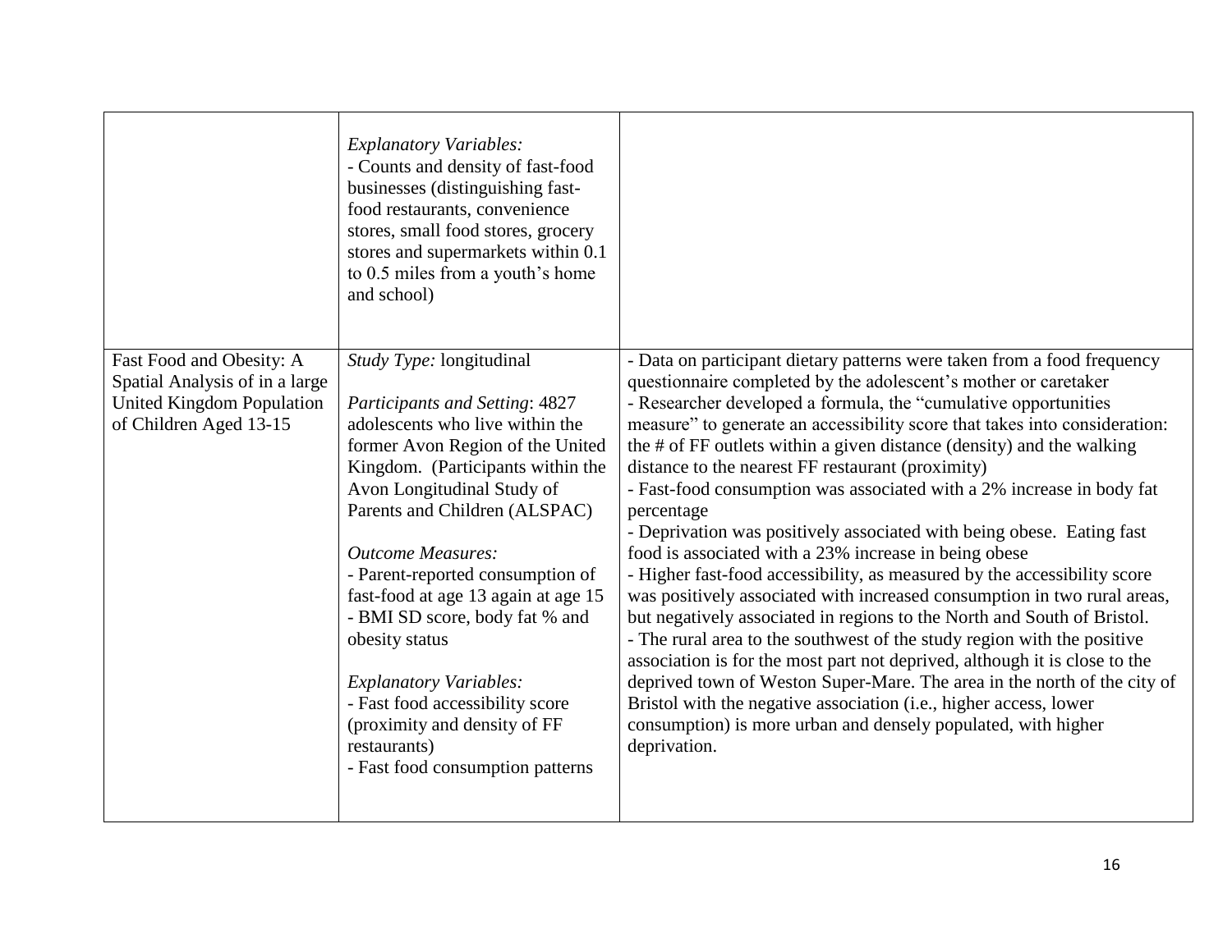| | | |
|---|---|---|
| | *Explanatory Variables:*<br>- Counts and density of fast-food businesses (distinguishing fast-food restaurants, convenience stores, small food stores, grocery stores and supermarkets within 0.1 to 0.5 miles from a youth's home and school) | |
| Fast Food and Obesity: A Spatial Analysis of in a large United Kingdom Population of Children Aged 13-15 | *Study Type:* longitudinal<br><br>*Participants and Setting*: 4827 adolescents who live within the former Avon Region of the United Kingdom. (Participants within the Avon Longitudinal Study of Parents and Children (ALSPAC)<br><br>*Outcome Measures:*<br>- Parent-reported consumption of fast-food at age 13 again at age 15<br>- BMI SD score, body fat % and obesity status<br><br>*Explanatory Variables:*<br>- Fast food accessibility score (proximity and density of FF restaurants)<br>- Fast food consumption patterns | - Data on participant dietary patterns were taken from a food frequency questionnaire completed by the adolescent's mother or caretaker<br>- Researcher developed a formula, the "cumulative opportunities measure" to generate an accessibility score that takes into consideration: the # of FF outlets within a given distance (density) and the walking distance to the nearest FF restaurant (proximity)<br>- Fast-food consumption was associated with a 2% increase in body fat percentage<br>- Deprivation was positively associated with being obese. Eating fast food is associated with a 23% increase in being obese<br>- Higher fast-food accessibility, as measured by the accessibility score was positively associated with increased consumption in two rural areas, but negatively associated in regions to the North and South of Bristol.<br>- The rural area to the southwest of the study region with the positive association is for the most part not deprived, although it is close to the deprived town of Weston Super-Mare. The area in the north of the city of Bristol with the negative association (i.e., higher access, lower consumption) is more urban and densely populated, with higher deprivation. |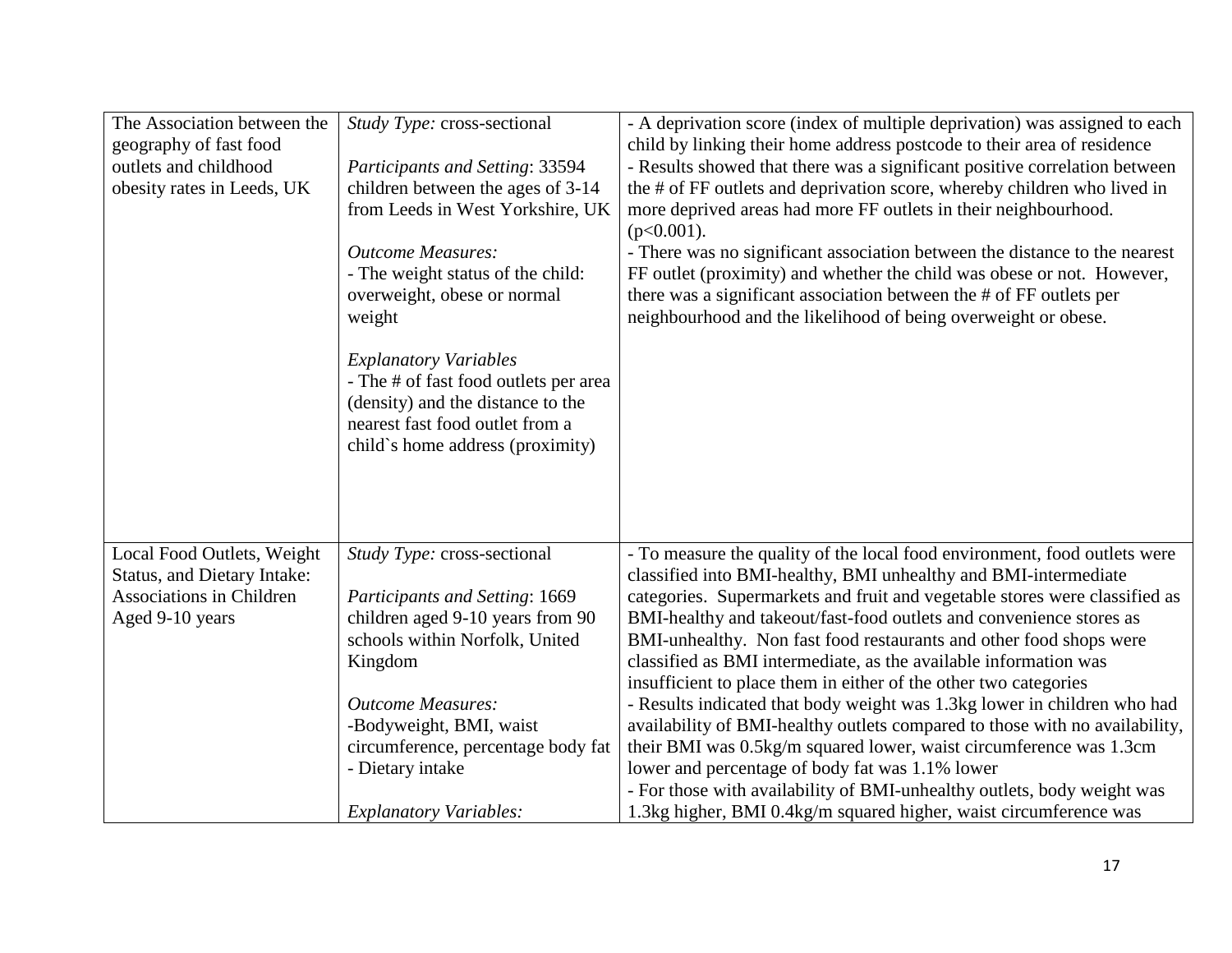| | | |
|---|---|---|
| The Association between the geography of fast food outlets and childhood obesity rates in Leeds, UK | *Study Type:* cross-sectional<br><br>*Participants and Setting*: 33594 children between the ages of 3-14 from Leeds in West Yorkshire, UK<br><br>*Outcome Measures:*<br>- The weight status of the child: overweight, obese or normal weight<br><br>*Explanatory Variables*<br>- The # of fast food outlets per area (density) and the distance to the nearest fast food outlet from a child`s home address (proximity) | - A deprivation score (index of multiple deprivation) was assigned to each child by linking their home address postcode to their area of residence<br>- Results showed that there was a significant positive correlation between the # of FF outlets and deprivation score, whereby children who lived in more deprived areas had more FF outlets in their neighbourhood. ($p<0.001$).<br>- There was no significant association between the distance to the nearest FF outlet (proximity) and whether the child was obese or not. However, there was a significant association between the # of FF outlets per neighbourhood and the likelihood of being overweight or obese. |
| Local Food Outlets, Weight Status, and Dietary Intake: Associations in Children Aged 9-10 years | *Study Type:* cross-sectional<br><br>*Participants and Setting*: 1669 children aged 9-10 years from 90 schools within Norfolk, United Kingdom<br><br>*Outcome Measures:*<br>-Bodyweight, BMI, waist circumference, percentage body fat<br>- Dietary intake<br><br>*Explanatory Variables:* | - To measure the quality of the local food environment, food outlets were classified into BMI-healthy, BMI unhealthy and BMI-intermediate categories. Supermarkets and fruit and vegetable stores were classified as BMI-healthy and takeout/fast-food outlets and convenience stores as BMI-unhealthy. Non fast food restaurants and other food shops were classified as BMI intermediate, as the available information was insufficient to place them in either of the other two categories<br>- Results indicated that body weight was 1.3kg lower in children who had availability of BMI-healthy outlets compared to those with no availability, their BMI was 0.5kg/m squared lower, waist circumference was 1.3cm lower and percentage of body fat was 1.1% lower<br>- For those with availability of BMI-unhealthy outlets, body weight was 1.3kg higher, BMI 0.4kg/m squared higher, waist circumference was |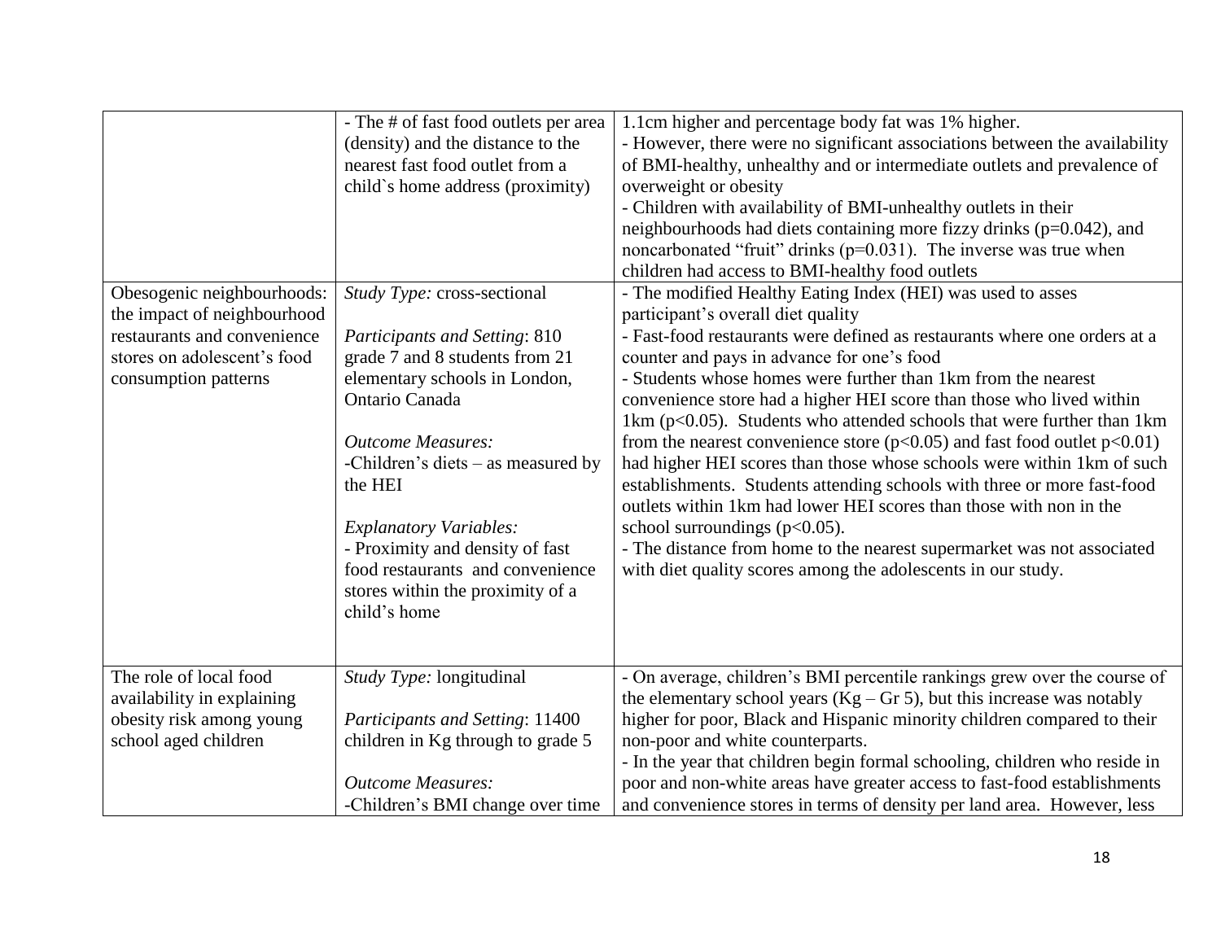| | | |
|---|---|---|
| | - The # of fast food outlets per area (density) and the distance to the nearest fast food outlet from a child`s home address (proximity) | 1.1cm higher and percentage body fat was 1% higher.<br>- However, there were no significant associations between the availability of BMI-healthy, unhealthy and or intermediate outlets and prevalence of overweight or obesity<br>- Children with availability of BMI-unhealthy outlets in their neighbourhoods had diets containing more fizzy drinks ($p=0.042$), and noncarbonated “fruit” drinks ($p=0.031$). The inverse was true when children had access to BMI-healthy food outlets |
| Obesogenic neighbourhoods: the impact of neighbourhood restaurants and convenience stores on adolescent’s food consumption patterns | *Study Type:* cross-sectional<br><br>*Participants and Setting*: 810 grade 7 and 8 students from 21 elementary schools in London, Ontario Canada<br><br>*Outcome Measures:*<br>-Children’s diets – as measured by the HEI<br><br>*Explanatory Variables:*<br>- Proximity and density of fast food restaurants and convenience stores within the proximity of a child’s home | - The modified Healthy Eating Index (HEI) was used to asses participant’s overall diet quality<br>- Fast-food restaurants were defined as restaurants where one orders at a counter and pays in advance for one’s food<br>- Students whose homes were further than 1km from the nearest convenience store had a higher HEI score than those who lived within 1km ($p<0.05$). Students who attended schools that were further than 1km from the nearest convenience store ($p<0.05$) and fast food outlet $p<0.01$) had higher HEI scores than those whose schools were within 1km of such establishments. Students attending schools with three or more fast-food outlets within 1km had lower HEI scores than those with non in the school surroundings ($p<0.05$).<br>- The distance from home to the nearest supermarket was not associated with diet quality scores among the adolescents in our study. |
| The role of local food availability in explaining obesity risk among young school aged children | *Study Type:* longitudinal<br><br>*Participants and Setting*: 11400 children in Kg through to grade 5<br><br>*Outcome Measures:*<br>-Children’s BMI change over time | - On average, children’s BMI percentile rankings grew over the course of the elementary school years (Kg – Gr 5), but this increase was notably higher for poor, Black and Hispanic minority children compared to their non-poor and white counterparts.<br>- In the year that children begin formal schooling, children who reside in poor and non-white areas have greater access to fast-food establishments and convenience stores in terms of density per land area. However, less |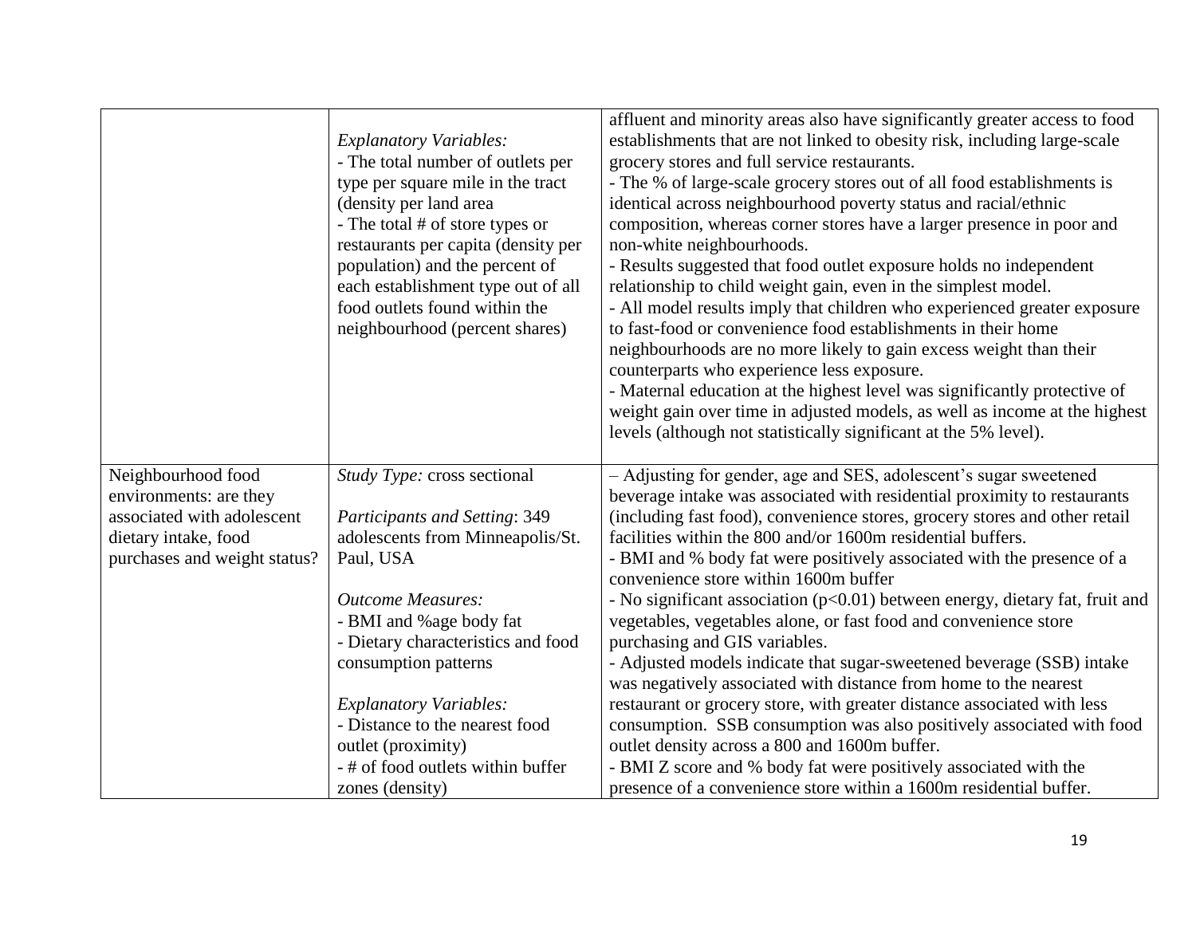| | | |
|---|---|---|
| | *Explanatory Variables:*<br>- The total number of outlets per type per square mile in the tract (density per land area<br>- The total # of store types or restaurants per capita (density per population) and the percent of each establishment type out of all food outlets found within the neighbourhood (percent shares) | affluent and minority areas also have significantly greater access to food establishments that are not linked to obesity risk, including large-scale grocery stores and full service restaurants.<br>- The % of large-scale grocery stores out of all food establishments is identical across neighbourhood poverty status and racial/ethnic composition, whereas corner stores have a larger presence in poor and non-white neighbourhoods.<br>- Results suggested that food outlet exposure holds no independent relationship to child weight gain, even in the simplest model.<br>- All model results imply that children who experienced greater exposure to fast-food or convenience food establishments in their home neighbourhoods are no more likely to gain excess weight than their counterparts who experience less exposure.<br>- Maternal education at the highest level was significantly protective of weight gain over time in adjusted models, as well as income at the highest levels (although not statistically significant at the 5% level). |
| Neighbourhood food environments: are they associated with adolescent dietary intake, food purchases and weight status? | *Study Type:* cross sectional<br><br>*Participants and Setting*: 349 adolescents from Minneapolis/St. Paul, USA<br><br>*Outcome Measures:*<br>- BMI and %age body fat<br>- Dietary characteristics and food consumption patterns<br><br>*Explanatory Variables:*<br>- Distance to the nearest food outlet (proximity)<br>- # of food outlets within buffer zones (density) | – Adjusting for gender, age and SES, adolescent's sugar sweetened beverage intake was associated with residential proximity to restaurants (including fast food), convenience stores, grocery stores and other retail facilities within the 800 and/or 1600m residential buffers.<br>- BMI and % body fat were positively associated with the presence of a convenience store within 1600m buffer<br>- No significant association ($p<0.01$) between energy, dietary fat, fruit and vegetables, vegetables alone, or fast food and convenience store purchasing and GIS variables.<br>- Adjusted models indicate that sugar-sweetened beverage (SSB) intake was negatively associated with distance from home to the nearest restaurant or grocery store, with greater distance associated with less consumption. SSB consumption was also positively associated with food outlet density across a 800 and 1600m buffer.<br>- BMI Z score and % body fat were positively associated with the presence of a convenience store within a 1600m residential buffer. |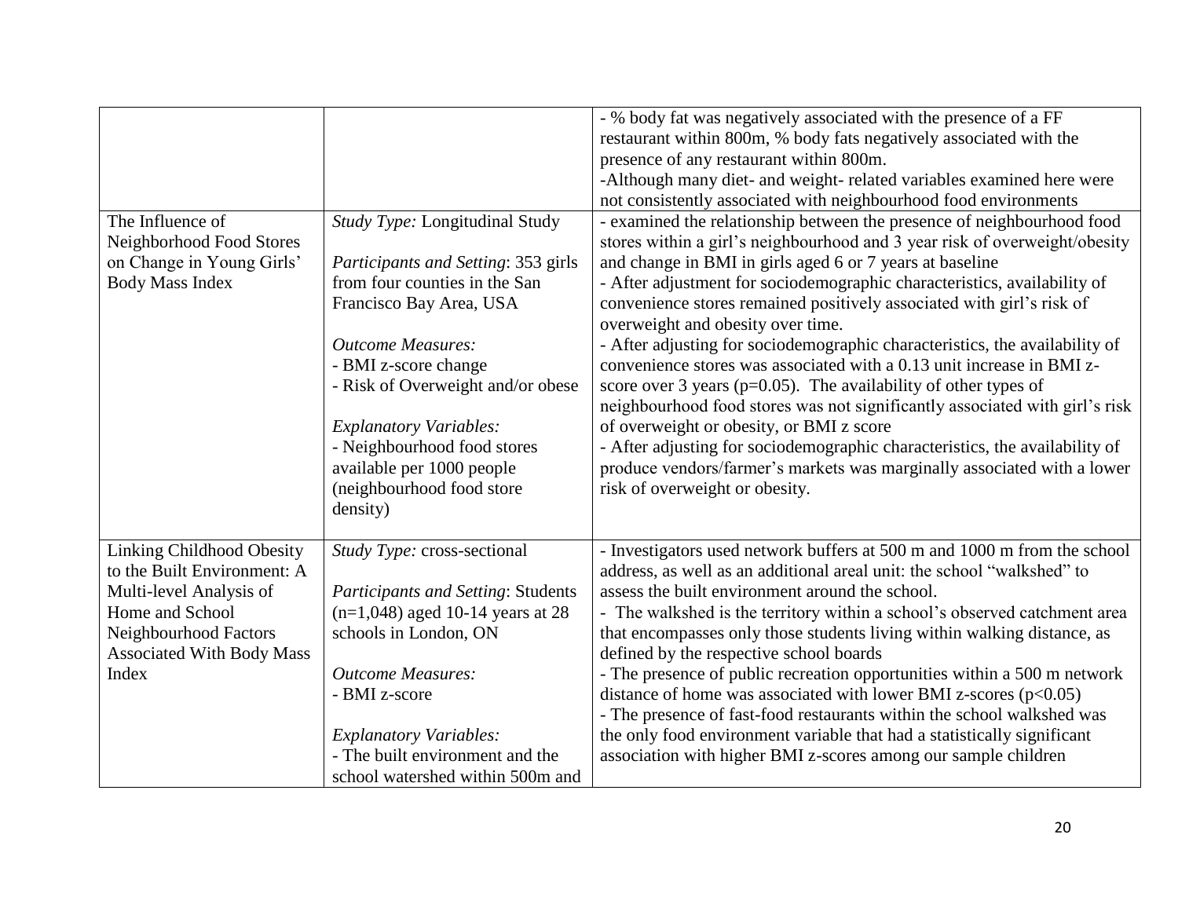| | | |
|---|---|---|
| | | - % body fat was negatively associated with the presence of a FF restaurant within 800m, % body fats negatively associated with the presence of any restaurant within 800m.<br>-Although many diet- and weight- related variables examined here were not consistently associated with neighbourhood food environments |
| The Influence of Neighborhood Food Stores on Change in Young Girls' Body Mass Index | *Study Type:* Longitudinal Study<br><br>*Participants and Setting*: 353 girls from four counties in the San Francisco Bay Area, USA<br><br>*Outcome Measures:*<br>- BMI z-score change<br>- Risk of Overweight and/or obese<br><br>*Explanatory Variables:*<br>- Neighbourhood food stores available per 1000 people (neighbourhood food store density) | - examined the relationship between the presence of neighbourhood food stores within a girl's neighbourhood and 3 year risk of overweight/obesity and change in BMI in girls aged 6 or 7 years at baseline<br>- After adjustment for sociodemographic characteristics, availability of convenience stores remained positively associated with girl's risk of overweight and obesity over time.<br>- After adjusting for sociodemographic characteristics, the availability of convenience stores was associated with a 0.13 unit increase in BMI z-score over 3 years ($p=0.05$). The availability of other types of neighbourhood food stores was not significantly associated with girl's risk of overweight or obesity, or BMI z score<br>- After adjusting for sociodemographic characteristics, the availability of produce vendors/farmer's markets was marginally associated with a lower risk of overweight or obesity. |
| Linking Childhood Obesity to the Built Environment: A Multi-level Analysis of Home and School Neighbourhood Factors Associated With Body Mass Index | *Study Type:* cross-sectional<br><br>*Participants and Setting*: Students (n=1,048) aged 10-14 years at 28 schools in London, ON<br><br>*Outcome Measures:*<br>- BMI z-score<br><br>*Explanatory Variables:*<br>- The built environment and the school watershed within 500m and | - Investigators used network buffers at 500 m and 1000 m from the school address, as well as an additional areal unit: the school "walkshed" to assess the built environment around the school.<br>- The walkshed is the territory within a school's observed catchment area that encompasses only those students living within walking distance, as defined by the respective school boards<br>- The presence of public recreation opportunities within a 500 m network distance of home was associated with lower BMI z-scores ($p<0.05$)<br>- The presence of fast-food restaurants within the school walkshed was the only food environment variable that had a statistically significant association with higher BMI z-scores among our sample children |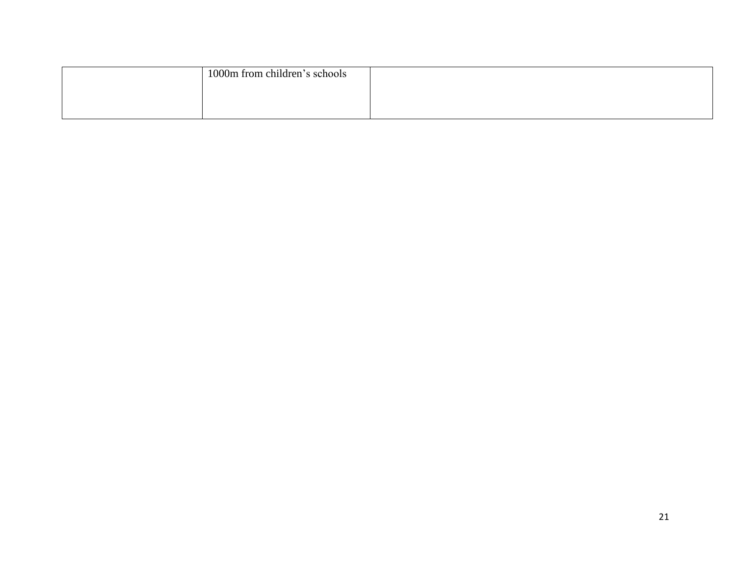| | | |
|---|---|---|
| | 1000m from children's schools | |